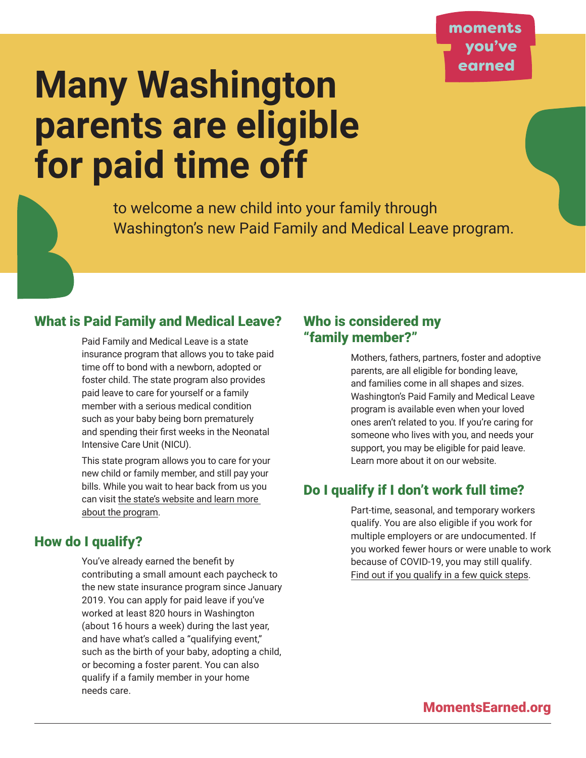moments you've earned

# Many Washington parents are eligible for paid time off

to welcome a new child into your family through Washington's new Paid Family and Medical Leave program.

## What is Paid Family and Medical Leave?

Paid Family and Medical Leave is a state insurance program that allows you to take paid time off to bond with a newborn, adopted or foster child. The state program also provides paid leave to care for yourself or a family member with a serious medical condition such as your baby being born prematurely and spending their first weeks in the Neonatal Intensive Care Unit (NICU).

This state program allows you to care for your new child or family member, and still pay your bills. While you wait to hear back from us you can visit the state's website and learn more about the program.

## How do I qualify?

You've already earned the benefit by contributing a small amount each paycheck to the new state insurance program since January 2019. You can apply for paid leave if you've worked at least 820 hours in Washington (about 16 hours a week) during the last year, and have what's called a "qualifying event," such as the birth of your baby, adopting a child, or becoming a foster parent. You can also qualify if a family member in your home needs care.

## Who is considered my "family member?"

Mothers, fathers, partners, foster and adoptive parents, are all eligible for bonding leave, and families come in all shapes and sizes. Washington's Paid Family and Medical Leave program is available even when your loved ones aren't related to you. If you're caring for someone who lives with you, and needs your support, you may be eligible for paid leave. Learn more about it on our website.

## Do I qualify if I don't work full time?

Part-time, seasonal, and temporary workers qualify. You are also eligible if you work for multiple employers or are undocumented. If you worked fewer hours or were unable to work because of COVID-19, you may still qualify. Find out if you qualify in a few quick steps.

**MomentsEarned.org**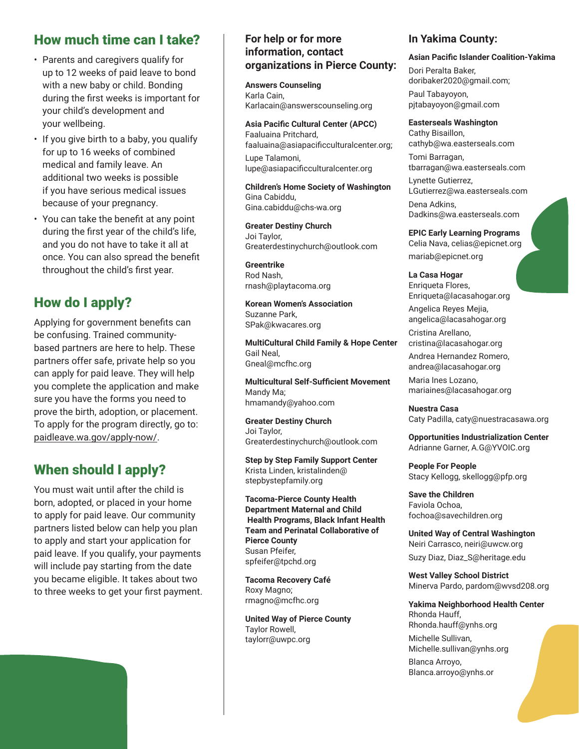## How much time can I take?

- Parents and caregivers qualify for up to 12 weeks of paid leave to bond with a new baby or child. Bonding during the first weeks is important for your child's development and your wellbeing.
- If you give birth to a baby, you qualify for up to 16 weeks of combined medical and family leave. An additional two weeks is possible if you have serious medical issues because of your pregnancy.
- You can take the benefit at any point during the first year of the child's life, and you do not have to take it all at once. You can also spread the benefit throughout the child's first year.

## How do I apply?

Applying for government benefits can be confusing. Trained community-based partners are here to help. These partners offer safe, private help so you can apply for paid leave. They will help you complete the application and make sure you have the forms you need to prove the birth, adoption, or placement. To apply for the program directly, go to: paidleave.wa.gov/apply-now/.

## When should I apply?

You must wait until after the child is born, adopted, or placed in your home to apply for paid leave. Our community partners listed below can help you plan to apply and start your application for paid leave. If you qualify, your payments will include pay starting from the date you became eligible. It takes about two to three weeks to get your first payment.

### For help or for more information, contact organizations in Pierce County:

**Answers Counseling**
Karla Cain,
Karlacain@answerscounseling.org

**Asia Pacific Cultural Center (APCC)**
Faaluaina Pritchard,
faaluaina@asiapacificculturalcenter.org;
Lupe Talamoni,
lupe@asiapacificculturalcenter.org

**Children's Home Society of Washington**
Gina Cabiddu,
Gina.cabiddu@chs-wa.org

**Greater Destiny Church**
Joi Taylor,
Greaterdestinychurch@outlook.com

**Greentrike**
Rod Nash,
rnash@playtacoma.org

**Korean Women's Association**
Suzanne Park,
SPak@kwacares.org

**MultiCultural Child Family & Hope Center**
Gail Neal,
Gneal@mcfhc.org

**Multicultural Self-Sufficient Movement**
Mandy Ma;
hmamandy@yahoo.com

**Greater Destiny Church**
Joi Taylor,
Greaterdestinychurch@outlook.com

**Step by Step Family Support Center**
Krista Linden, kristalinden@stepbystepfamily.org

**Tacoma-Pierce County Health Department Maternal and Child Health Programs, Black Infant Health Team and Perinatal Collaborative of Pierce County**
Susan Pfeifer,
spfeifer@tpchd.org

**Tacoma Recovery Café**
Roxy Magno;
rmagno@mcfhc.org

**United Way of Pierce County**
Taylor Rowell,
taylorr@uwpc.org

### In Yakima County:

**Asian Pacific Islander Coalition-Yakima**
Dori Peralta Baker,
doribaker2020@gmail.com;
Paul Tabayoyon,
pjtabayoyon@gmail.com

**Easterseals Washington**
Cathy Bisaillon,
cathyb@wa.easterseals.com
Tomi Barragan,
tbarragan@wa.easterseals.com
Lynette Gutierrez,
LGutierrez@wa.easterseals.com
Dena Adkins,
Dadkins@wa.easterseals.com

**EPIC Early Learning Programs**
Celia Nava, celias@epicnet.org
mariab@epicnet.org

**La Casa Hogar**
Enriqueta Flores,
Enriqueta@lacasahogar.org
Angelica Reyes Mejia,
angelica@lacasahogar.org
Cristina Arellano,
cristina@lacasahogar.org
Andrea Hernandez Romero,
andrea@lacasahogar.org
Maria Ines Lozano,
mariaines@lacasahogar.org

**Nuestra Casa**
Caty Padilla, caty@nuestracasawa.org

**Opportunities Industrialization Center**
Adrianne Garner, A.G@YVOIC.org

**People For People**
Stacy Kellogg, skellogg@pfp.org

**Save the Children**
Faviola Ochoa,
fochoa@savechildren.org

**United Way of Central Washington**
Neiri Carrasco, neiri@uwcw.org
Suzy Diaz, Diaz_S@heritage.edu

**West Valley School District**
Minerva Pardo, pardom@wvsd208.org

**Yakima Neighborhood Health Center**
Rhonda Hauff,
Rhonda.hauff@ynhs.org
Michelle Sullivan,
Michelle.sullivan@ynhs.org
Blanca Arroyo,
Blanca.arroyo@ynhs.or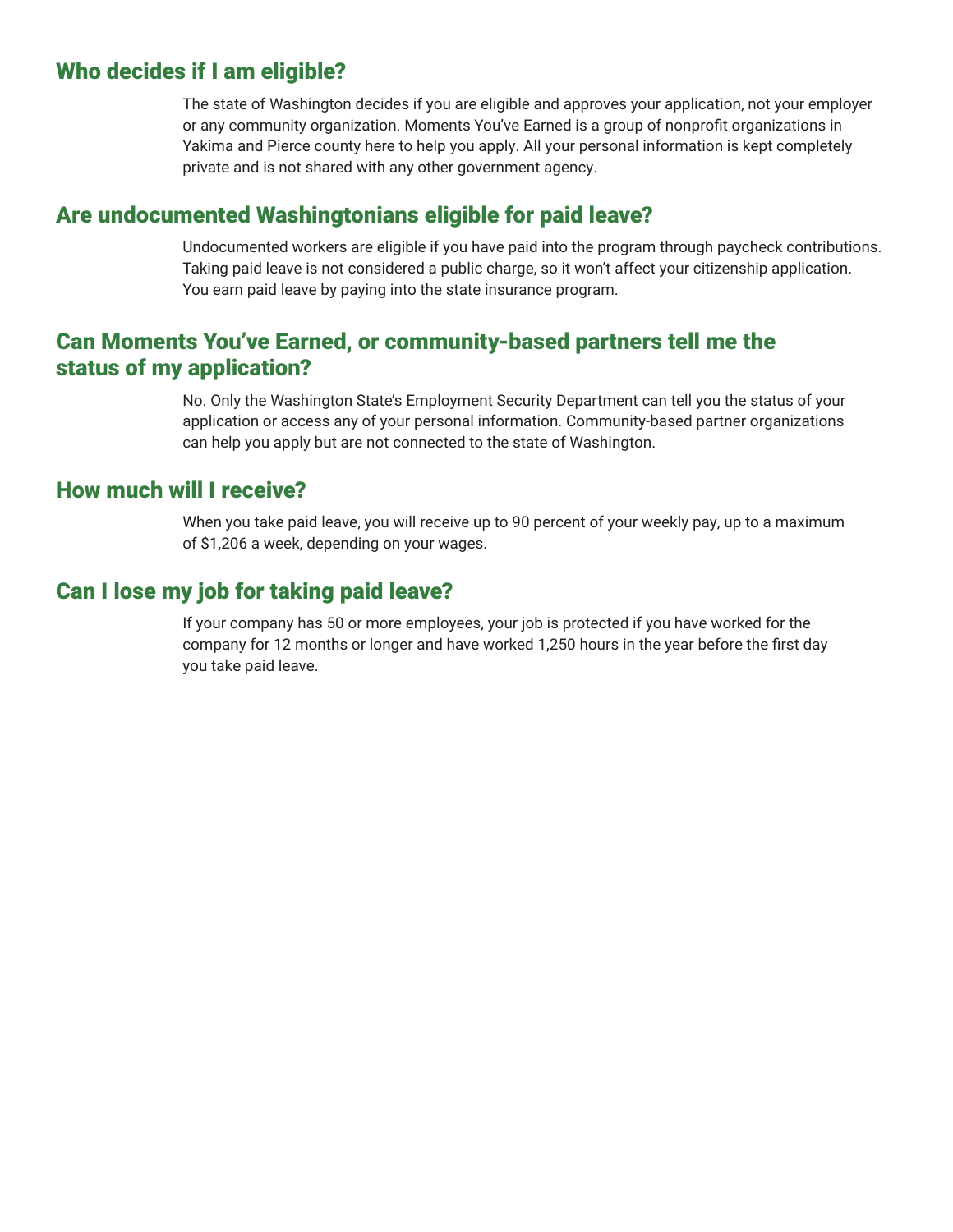## Who decides if I am eligible?

The state of Washington decides if you are eligible and approves your application, not your employer or any community organization. Moments You've Earned is a group of nonprofit organizations in Yakima and Pierce county here to help you apply. All your personal information is kept completely private and is not shared with any other government agency.

## Are undocumented Washingtonians eligible for paid leave?

Undocumented workers are eligible if you have paid into the program through paycheck contributions. Taking paid leave is not considered a public charge, so it won't affect your citizenship application. You earn paid leave by paying into the state insurance program.

## Can Moments You've Earned, or community-based partners tell me the status of my application?

No. Only the Washington State's Employment Security Department can tell you the status of your application or access any of your personal information. Community-based partner organizations can help you apply but are not connected to the state of Washington.

## How much will I receive?

When you take paid leave, you will receive up to 90 percent of your weekly pay, up to a maximum of $1,206 a week, depending on your wages.

## Can I lose my job for taking paid leave?

If your company has 50 or more employees, your job is protected if you have worked for the company for 12 months or longer and have worked 1,250 hours in the year before the first day you take paid leave.